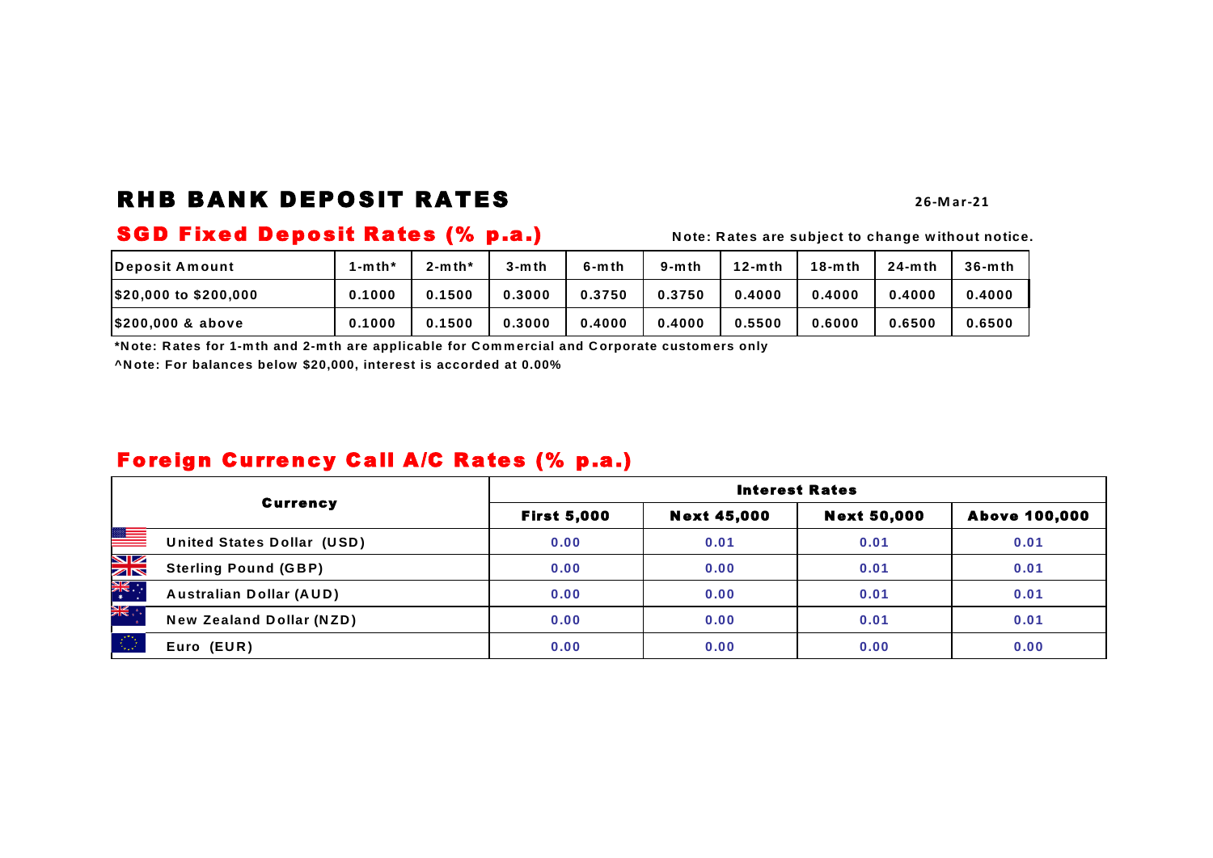# RHB BANK DEPOSIT RATES

26-Mar-21

## SGD Fixed Deposit Rates (% p.a.)

Note: Rates are subject to change without notice.

| Deposit Amount | 1-mth* | 2-mth* | 3-mth | 6-mth | 9-mth | 12-mth | 18-mth | 24-mth | 36-mth |
|---|---|---|---|---|---|---|---|---|---|
| $20,000 to $200,000 | 0.1000 | 0.1500 | 0.3000 | 0.3750 | 0.3750 | 0.4000 | 0.4000 | 0.4000 | 0.4000 |
| $200,000 & above | 0.1000 | 0.1500 | 0.3000 | 0.4000 | 0.4000 | 0.5500 | 0.6000 | 0.6500 | 0.6500 |

**\*Note: Rates for 1-mth and 2-mth are applicable for Commercial and Corporate customers only**

**^Note: For balances below $20,000, interest is accorded at 0.00%**

## Foreign Currency Call A/C Rates (% p.a.)

| Currency | Interest Rates | | | |
|---|---|---|---|---|
| | First 5,000 | Next 45,000 | Next 50,000 | Above 100,000 |
| United States Dollar (USD) | 0.00 | 0.01 | 0.01 | 0.01 |
| Sterling Pound (GBP) | 0.00 | 0.00 | 0.01 | 0.01 |
| Australian Dollar (AUD) | 0.00 | 0.00 | 0.01 | 0.01 |
| New Zealand Dollar (NZD) | 0.00 | 0.00 | 0.01 | 0.01 |
| Euro (EUR) | 0.00 | 0.00 | 0.00 | 0.00 |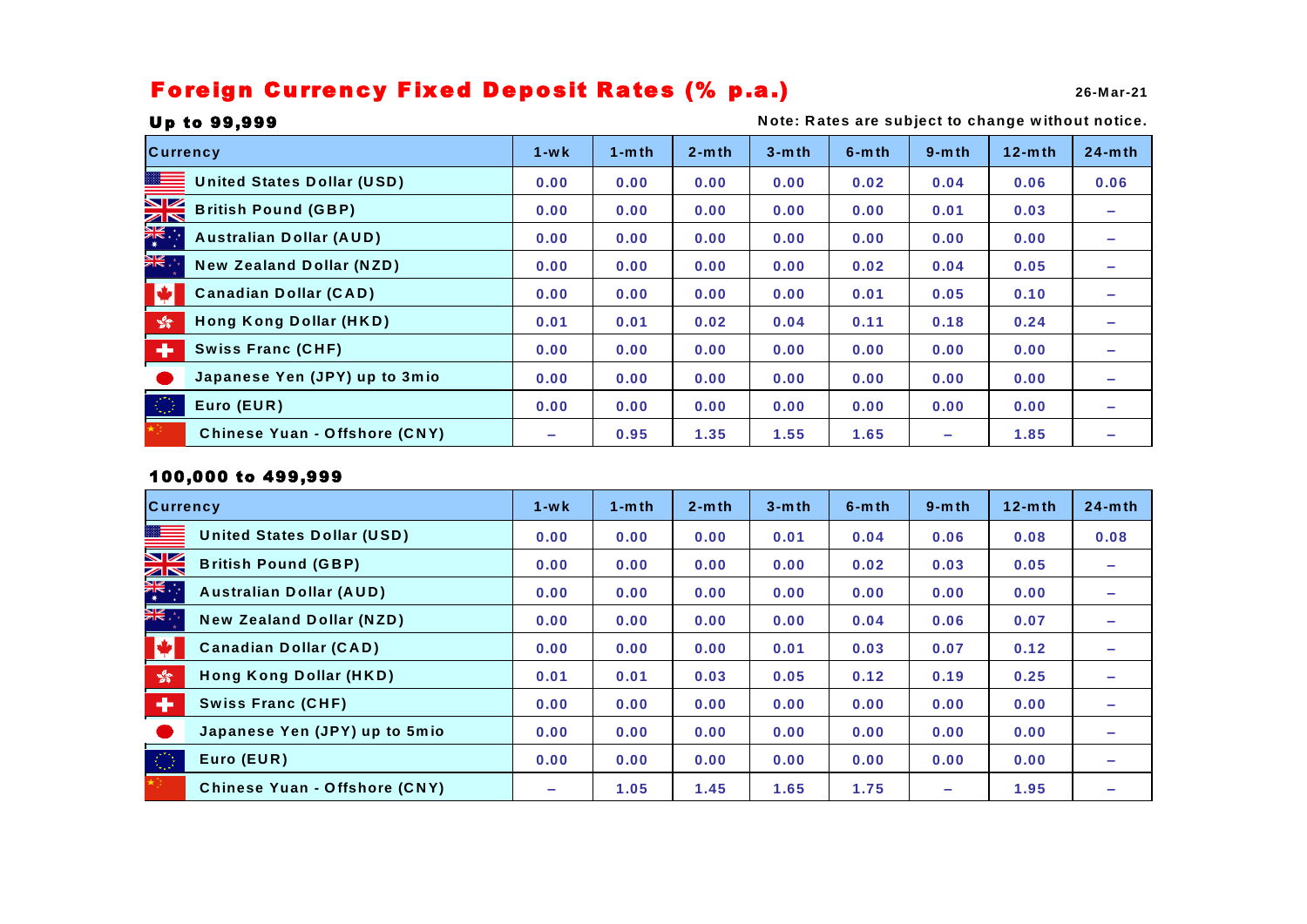# Foreign Currency Fixed Deposit Rates (% p.a.)

26-Mar-21

**Up to 99,999**

Note: Rates are subject to change without notice.

| Currency | 1-wk | 1-mth | 2-mth | 3-mth | 6-mth | 9-mth | 12-mth | 24-mth |
|---|---|---|---|---|---|---|---|---|
| United States Dollar (USD) | 0.00 | 0.00 | 0.00 | 0.00 | 0.02 | 0.04 | 0.06 | 0.06 |
| British Pound (GBP) | 0.00 | 0.00 | 0.00 | 0.00 | 0.00 | 0.01 | 0.03 | – |
| Australian Dollar (AUD) | 0.00 | 0.00 | 0.00 | 0.00 | 0.00 | 0.00 | 0.00 | – |
| New Zealand Dollar (NZD) | 0.00 | 0.00 | 0.00 | 0.00 | 0.02 | 0.04 | 0.05 | – |
| Canadian Dollar (CAD) | 0.00 | 0.00 | 0.00 | 0.00 | 0.01 | 0.05 | 0.10 | – |
| Hong Kong Dollar (HKD) | 0.01 | 0.01 | 0.02 | 0.04 | 0.11 | 0.18 | 0.24 | – |
| Swiss Franc (CHF) | 0.00 | 0.00 | 0.00 | 0.00 | 0.00 | 0.00 | 0.00 | – |
| Japanese Yen (JPY) up to 3mio | 0.00 | 0.00 | 0.00 | 0.00 | 0.00 | 0.00 | 0.00 | – |
| Euro (EUR) | 0.00 | 0.00 | 0.00 | 0.00 | 0.00 | 0.00 | 0.00 | – |
| Chinese Yuan - Offshore (CNY) | – | 0.95 | 1.35 | 1.55 | 1.65 | – | 1.85 | – |

**100,000 to 499,999**

| Currency | 1-wk | 1-mth | 2-mth | 3-mth | 6-mth | 9-mth | 12-mth | 24-mth |
|---|---|---|---|---|---|---|---|---|
| United States Dollar (USD) | 0.00 | 0.00 | 0.00 | 0.01 | 0.04 | 0.06 | 0.08 | 0.08 |
| British Pound (GBP) | 0.00 | 0.00 | 0.00 | 0.00 | 0.02 | 0.03 | 0.05 | – |
| Australian Dollar (AUD) | 0.00 | 0.00 | 0.00 | 0.00 | 0.00 | 0.00 | 0.00 | – |
| New Zealand Dollar (NZD) | 0.00 | 0.00 | 0.00 | 0.00 | 0.04 | 0.06 | 0.07 | – |
| Canadian Dollar (CAD) | 0.00 | 0.00 | 0.00 | 0.01 | 0.03 | 0.07 | 0.12 | – |
| Hong Kong Dollar (HKD) | 0.01 | 0.01 | 0.03 | 0.05 | 0.12 | 0.19 | 0.25 | – |
| Swiss Franc (CHF) | 0.00 | 0.00 | 0.00 | 0.00 | 0.00 | 0.00 | 0.00 | – |
| Japanese Yen (JPY) up to 5mio | 0.00 | 0.00 | 0.00 | 0.00 | 0.00 | 0.00 | 0.00 | – |
| Euro (EUR) | 0.00 | 0.00 | 0.00 | 0.00 | 0.00 | 0.00 | 0.00 | – |
| Chinese Yuan - Offshore (CNY) | – | 1.05 | 1.45 | 1.65 | 1.75 | – | 1.95 | – |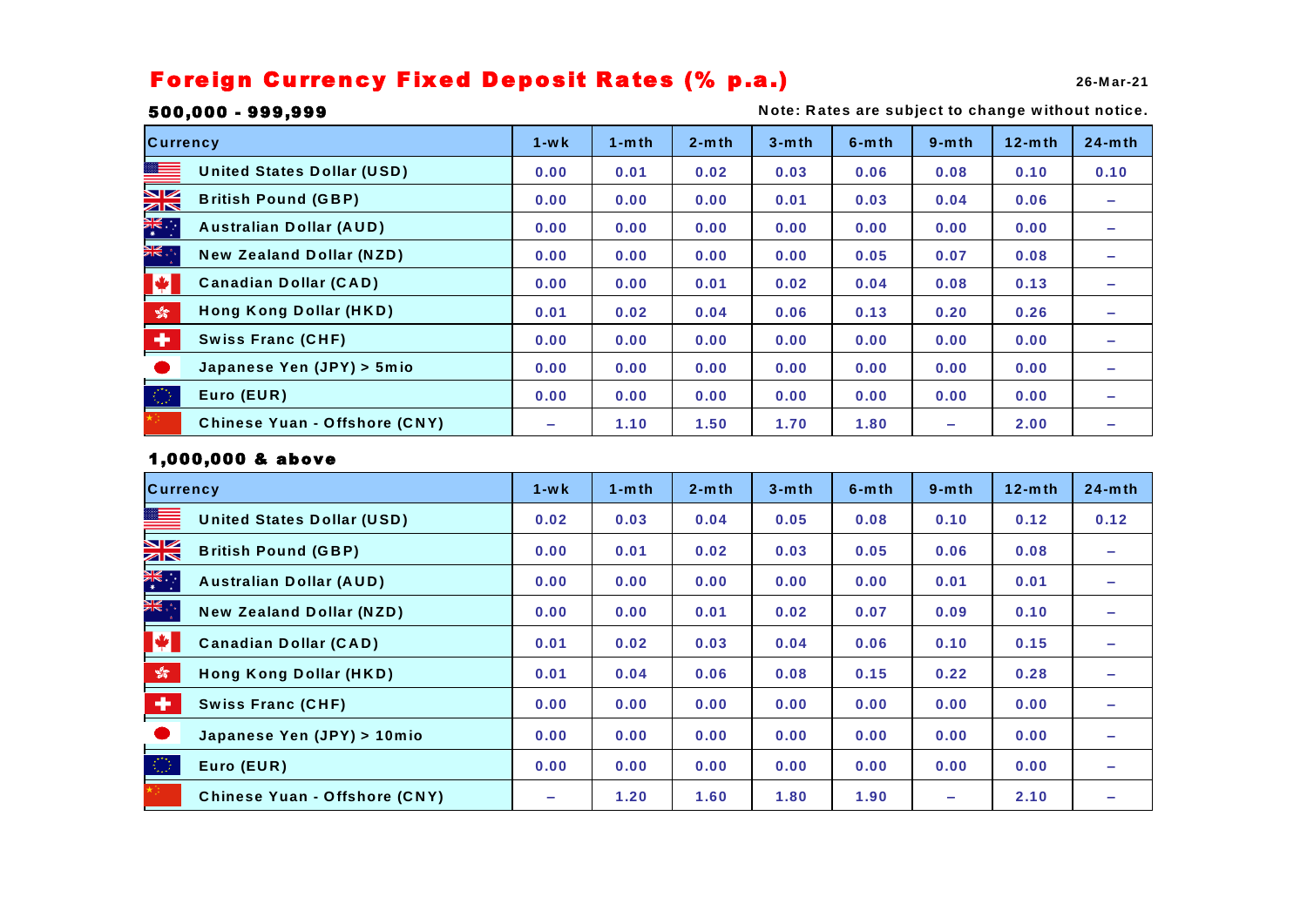# Foreign Currency Fixed Deposit Rates (% p.a.)

26-Mar-21

## 500,000 - 999,999

Note: Rates are subject to change without notice.

| Currency | 1-wk | 1-mth | 2-mth | 3-mth | 6-mth | 9-mth | 12-mth | 24-mth |
|---|---|---|---|---|---|---|---|---|
| United States Dollar (USD) | 0.00 | 0.01 | 0.02 | 0.03 | 0.06 | 0.08 | 0.10 | 0.10 |
| British Pound (GBP) | 0.00 | 0.00 | 0.00 | 0.01 | 0.03 | 0.04 | 0.06 | – |
| Australian Dollar (AUD) | 0.00 | 0.00 | 0.00 | 0.00 | 0.00 | 0.00 | 0.00 | – |
| New Zealand Dollar (NZD) | 0.00 | 0.00 | 0.00 | 0.00 | 0.05 | 0.07 | 0.08 | – |
| Canadian Dollar (CAD) | 0.00 | 0.00 | 0.01 | 0.02 | 0.04 | 0.08 | 0.13 | – |
| Hong Kong Dollar (HKD) | 0.01 | 0.02 | 0.04 | 0.06 | 0.13 | 0.20 | 0.26 | – |
| Swiss Franc (CHF) | 0.00 | 0.00 | 0.00 | 0.00 | 0.00 | 0.00 | 0.00 | – |
| Japanese Yen (JPY) > 5mio | 0.00 | 0.00 | 0.00 | 0.00 | 0.00 | 0.00 | 0.00 | – |
| Euro (EUR) | 0.00 | 0.00 | 0.00 | 0.00 | 0.00 | 0.00 | 0.00 | – |
| Chinese Yuan - Offshore (CNY) | – | 1.10 | 1.50 | 1.70 | 1.80 | – | 2.00 | – |

## 1,000,000 & above

| Currency | 1-wk | 1-mth | 2-mth | 3-mth | 6-mth | 9-mth | 12-mth | 24-mth |
|---|---|---|---|---|---|---|---|---|
| United States Dollar (USD) | 0.02 | 0.03 | 0.04 | 0.05 | 0.08 | 0.10 | 0.12 | 0.12 |
| British Pound (GBP) | 0.00 | 0.01 | 0.02 | 0.03 | 0.05 | 0.06 | 0.08 | – |
| Australian Dollar (AUD) | 0.00 | 0.00 | 0.00 | 0.00 | 0.00 | 0.01 | 0.01 | – |
| New Zealand Dollar (NZD) | 0.00 | 0.00 | 0.01 | 0.02 | 0.07 | 0.09 | 0.10 | – |
| Canadian Dollar (CAD) | 0.01 | 0.02 | 0.03 | 0.04 | 0.06 | 0.10 | 0.15 | – |
| Hong Kong Dollar (HKD) | 0.01 | 0.04 | 0.06 | 0.08 | 0.15 | 0.22 | 0.28 | – |
| Swiss Franc (CHF) | 0.00 | 0.00 | 0.00 | 0.00 | 0.00 | 0.00 | 0.00 | – |
| Japanese Yen (JPY) > 10mio | 0.00 | 0.00 | 0.00 | 0.00 | 0.00 | 0.00 | 0.00 | – |
| Euro (EUR) | 0.00 | 0.00 | 0.00 | 0.00 | 0.00 | 0.00 | 0.00 | – |
| Chinese Yuan - Offshore (CNY) | – | 1.20 | 1.60 | 1.80 | 1.90 | – | 2.10 | – |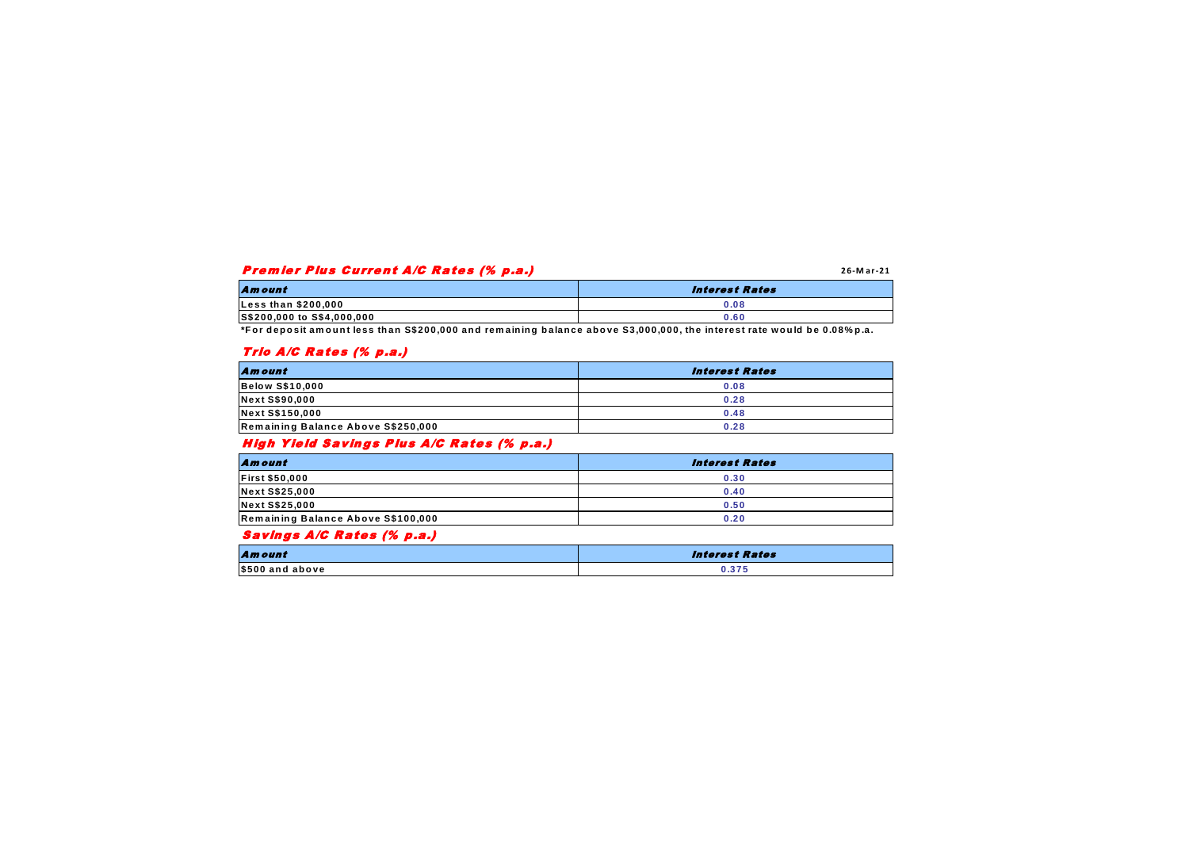### *Premier Plus Current A/C Rates (% p.a.)*

26-Mar-21

| *Amount* | *Interest Rates* |
|---|---|
| Less than $200,000 | 0.08 |
| S$200,000 to S$4,000,000 | 0.60 |

*For deposit amount less than S$200,000 and remaining balance above S3,000,000, the interest rate would be 0.08%p.a.

### *Trio A/C Rates (% p.a.)*

| *Amount* | *Interest Rates* |
|---|---|
| Below S$10,000 | 0.08 |
| Next S$90,000 | 0.28 |
| Next S$150,000 | 0.48 |
| Remaining Balance Above S$250,000 | 0.28 |

### *High Yield Savings Plus A/C Rates (% p.a.)*

| *Amount* | *Interest Rates* |
|---|---|
| First $50,000 | 0.30 |
| Next S$25,000 | 0.40 |
| Next S$25,000 | 0.50 |
| Remaining Balance Above S$100,000 | 0.20 |

### *Savings A/C Rates (% p.a.)*

| *Amount* | *Interest Rates* |
|---|---|
| $500 and above | 0.375 |